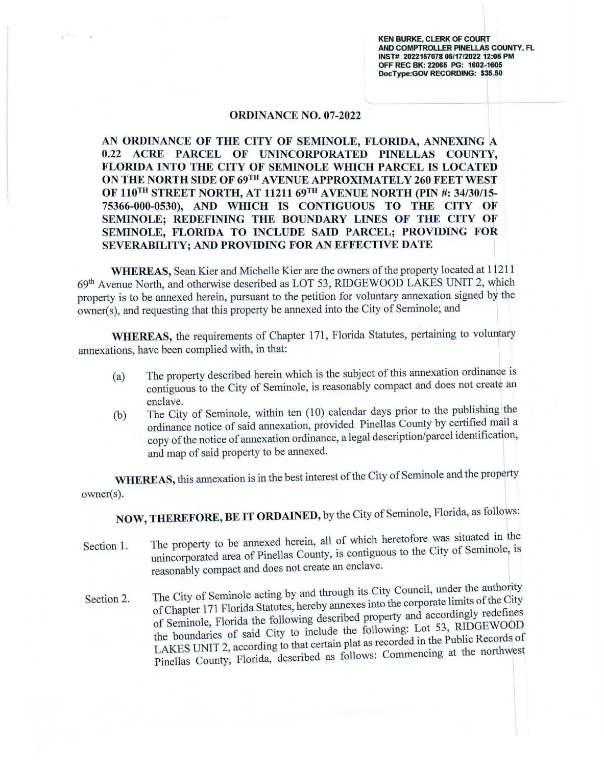KEN BURKE, CLERK OF COURT
AND COMPTROLLER PINELLAS COUNTY, FL
INST# 2022157078 05/17/2022 12:05 PM
OFF REC BK: 22065 PG: 1602-1605
DocType:GOV RECORDING: $35.50

# ORDINANCE NO. 07-2022

**AN ORDINANCE OF THE CITY OF SEMINOLE, FLORIDA, ANNEXING A 0.22 ACRE PARCEL OF UNINCORPORATED PINELLAS COUNTY, FLORIDA INTO THE CITY OF SEMINOLE WHICH PARCEL IS LOCATED ON THE NORTH SIDE OF 69TH AVENUE APPROXIMATELY 260 FEET WEST OF 110TH STREET NORTH, AT 11211 69TH AVENUE NORTH (PIN #: 34/30/15-75366-000-0530), AND WHICH IS CONTIGUOUS TO THE CITY OF SEMINOLE; REDEFINING THE BOUNDARY LINES OF THE CITY OF SEMINOLE, FLORIDA TO INCLUDE SAID PARCEL; PROVIDING FOR SEVERABILITY; AND PROVIDING FOR AN EFFECTIVE DATE**

**WHEREAS,** Sean Kier and Michelle Kier are the owners of the property located at 11211 69th Avenue North, and otherwise described as LOT 53, RIDGEWOOD LAKES UNIT 2, which property is to be annexed herein, pursuant to the petition for voluntary annexation signed by the owner(s), and requesting that this property be annexed into the City of Seminole; and

**WHEREAS,** the requirements of Chapter 171, Florida Statutes, pertaining to voluntary annexations, have been complied with, in that:

(a) The property described herein which is the subject of this annexation ordinance is contiguous to the City of Seminole, is reasonably compact and does not create an enclave.

(b) The City of Seminole, within ten (10) calendar days prior to the publishing the ordinance notice of said annexation, provided Pinellas County by certified mail a copy of the notice of annexation ordinance, a legal description/parcel identification, and map of said property to be annexed.

**WHEREAS,** this annexation is in the best interest of the City of Seminole and the property owner(s).

**NOW, THEREFORE, BE IT ORDAINED,** by the City of Seminole, Florida, as follows:

Section 1. The property to be annexed herein, all of which heretofore was situated in the unincorporated area of Pinellas County, is contiguous to the City of Seminole, is reasonably compact and does not create an enclave.

Section 2. The City of Seminole acting by and through its City Council, under the authority of Chapter 171 Florida Statutes, hereby annexes into the corporate limits of the City of Seminole, Florida the following described property and accordingly redefines the boundaries of said City to include the following: Lot 53, RIDGEWOOD LAKES UNIT 2, according to that certain plat as recorded in the Public Records of Pinellas County, Florida, described as follows: Commencing at the northwest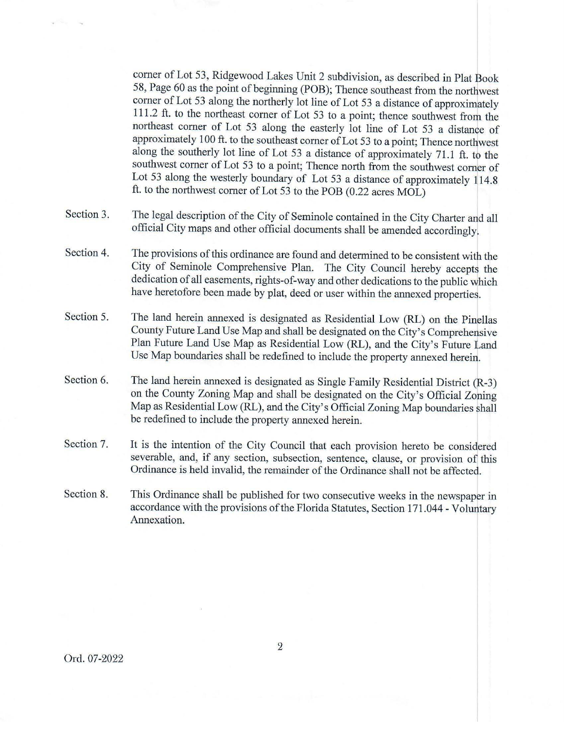corner of Lot 53, Ridgewood Lakes Unit 2 subdivision, as described in Plat Book 58, Page 60 as the point of beginning (POB); Thence southeast from the northwest corner of Lot 53 along the northerly lot line of Lot 53 a distance of approximately 111.2 ft. to the northeast corner of Lot 53 to a point; thence southwest from the northeast corner of Lot 53 along the easterly lot line of Lot 53 a distance of approximately 100 ft. to the southeast corner of Lot 53 to a point; Thence northwest along the southerly lot line of Lot 53 a distance of approximately 71.1 ft. to the southwest corner of Lot 53 to a point; Thence north from the southwest corner of Lot 53 along the westerly boundary of Lot 53 a distance of approximately 114.8 ft. to the northwest corner of Lot 53 to the POB (0.22 acres MOL)

Section 3. The legal description of the City of Seminole contained in the City Charter and all official City maps and other official documents shall be amended accordingly.

Section 4. The provisions of this ordinance are found and determined to be consistent with the City of Seminole Comprehensive Plan. The City Council hereby accepts the dedication of all easements, rights-of-way and other dedications to the public which have heretofore been made by plat, deed or user within the annexed properties.

Section 5. The land herein annexed is designated as Residential Low (RL) on the Pinellas County Future Land Use Map and shall be designated on the City's Comprehensive Plan Future Land Use Map as Residential Low (RL), and the City's Future Land Use Map boundaries shall be redefined to include the property annexed herein.

Section 6. The land herein annexed is designated as Single Family Residential District (R-3) on the County Zoning Map and shall be designated on the City's Official Zoning Map as Residential Low (RL), and the City's Official Zoning Map boundaries shall be redefined to include the property annexed herein.

Section 7. It is the intention of the City Council that each provision hereto be considered severable, and, if any section, subsection, sentence, clause, or provision of this Ordinance is held invalid, the remainder of the Ordinance shall not be affected.

Section 8. This Ordinance shall be published for two consecutive weeks in the newspaper in accordance with the provisions of the Florida Statutes, Section 171.044 - Voluntary Annexation.

Ord. 07-2022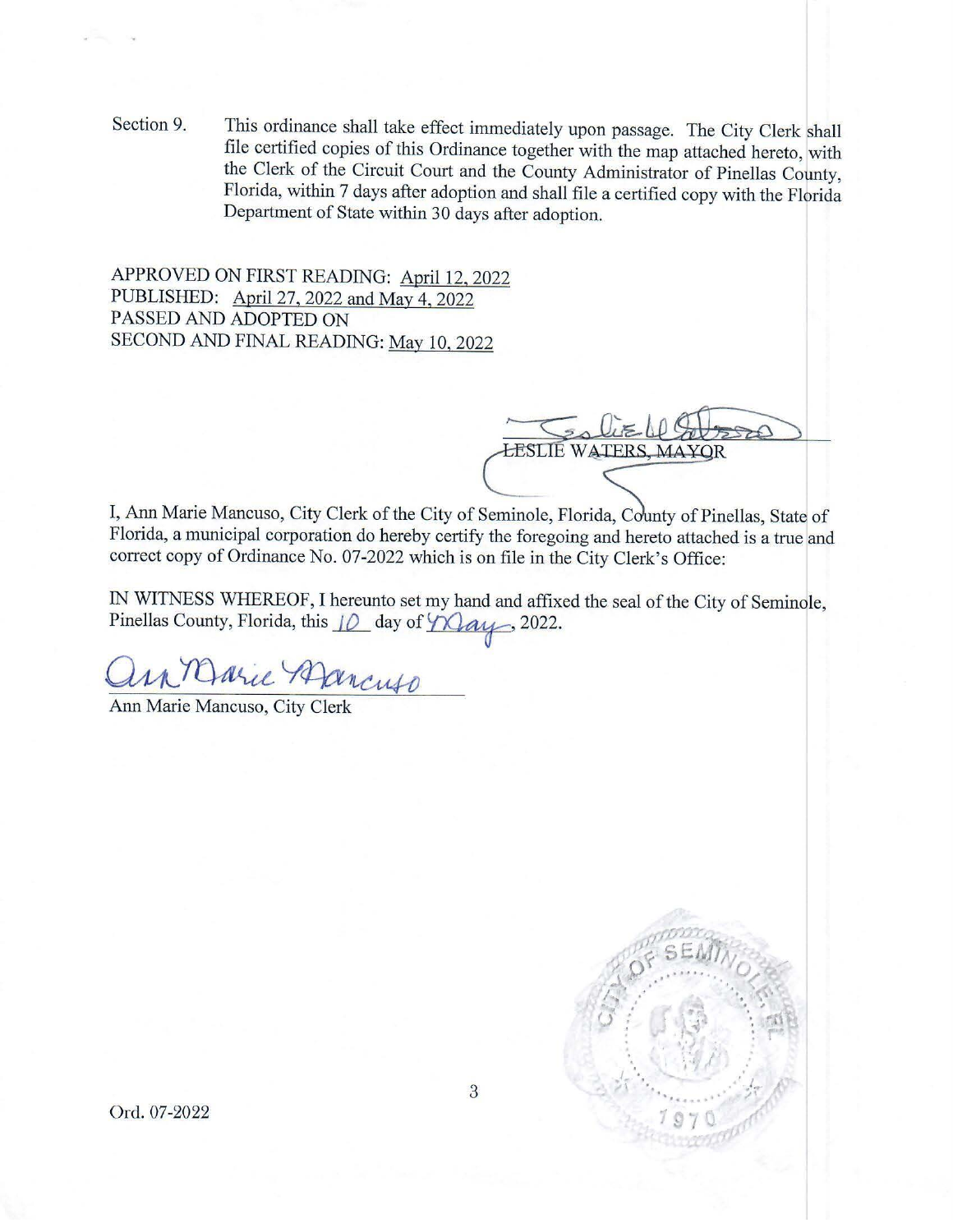Section 9. This ordinance shall take effect immediately upon passage. The City Clerk shall file certified copies of this Ordinance together with the map attached hereto, with the Clerk of the Circuit Court and the County Administrator of Pinellas County, Florida, within 7 days after adoption and shall file a certified copy with the Florida Department of State within 30 days after adoption.

APPROVED ON FIRST READING: April 12, 2022
PUBLISHED: April 27, 2022 and May 4, 2022
PASSED AND ADOPTED ON
SECOND AND FINAL READING: May 10, 2022

LESLIE WATERS, MAYOR

I, Ann Marie Mancuso, City Clerk of the City of Seminole, Florida, County of Pinellas, State of Florida, a municipal corporation do hereby certify the foregoing and hereto attached is a true and correct copy of Ordinance No. 07-2022 which is on file in the City Clerk's Office:

IN WITNESS WHEREOF, I hereunto set my hand and affixed the seal of the City of Seminole, Pinellas County, Florida, this 10 day of May, 2022.

Ann Marie Mancuso, City Clerk

CITY OF SEMINOLE, FL 1970

Ord. 07-2022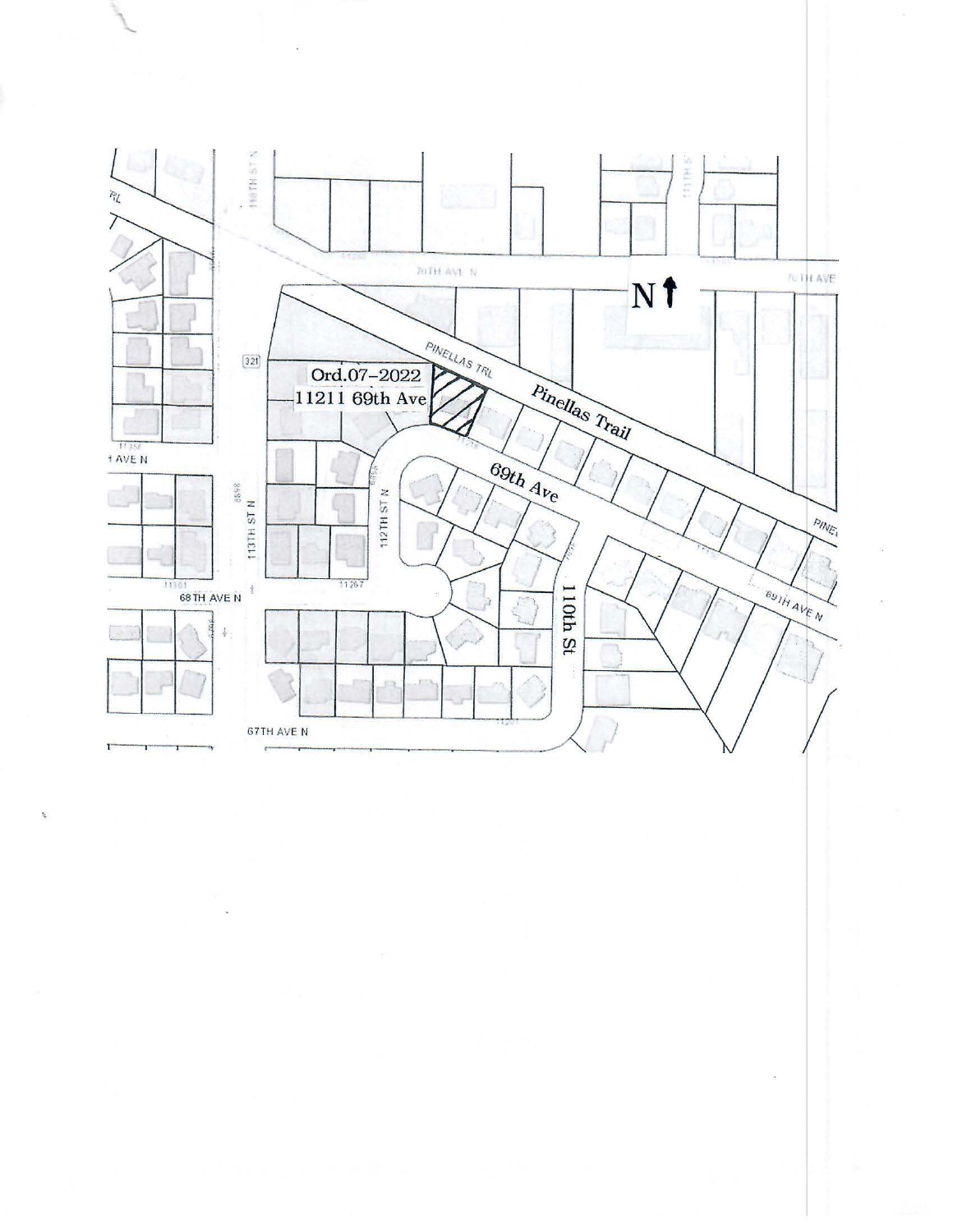Ord.07-2022
11211 69th Ave

N

Pinellas Trail

69th Ave

110th St

PINELLAS TRL

70TH AVE N

113TH ST N

112TH ST N

68TH AVE N

67TH AVE N

69TH AVE N